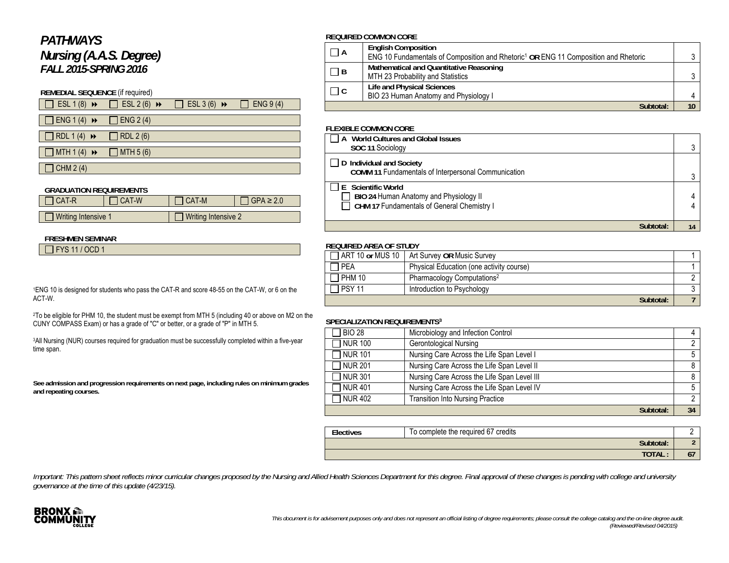# PATHWAYS
# Nursing (A.A.S. Degree)
## FALL 2015-SPRING 2016

**REMEDIAL SEQUENCE** (if required)

| | | | |
|---|---|---|---|
| ☐ ESL 1 (8) ⏩ | ☐ ESL 2 (6) ⏩ | ☐ ESL 3 (6) ⏩ | ☐ ENG 9 (4) |
| ☐ ENG 1 (4) ⏩ | ☐ ENG 2 (4) | | |
| ☐ RDL 1 (4) ⏩ | ☐ RDL 2 (6) | | |
| ☐ MTH 1 (4) ⏩ | ☐ MTH 5 (6) | | |
| ☐ CHM 2 (4) | | | |

**GRADUATION REQUIREMENTS**

| | | | |
|---|---|---|---|
| ☐ CAT-R | ☐ CAT-W | ☐ CAT-M | ☐ GPA ≥ 2.0 |
| ☐ Writing Intensive 1 | | ☐ Writing Intensive 2 | |

**FRESHMEN SEMINAR**

☐ FYS 11 / OCD 1

[1]ENG 10 is designed for students who pass the CAT-R and score 48-55 on the CAT-W, or 6 on the ACT-W.

[2]To be eligible for PHM 10, the student must be exempt from MTH 5 (including 40 or above on M2 on the CUNY COMPASS Exam) or has a grade of "C" or better, or a grade of "P" in MTH 5.

[3]All Nursing (NUR) courses required for graduation must be successfully completed within a five-year time span.

**See admission and progression requirements on next page, including rules on minimum grades and repeating courses.**

**REQUIRED COMMON CORE**

| | | |
|---|---|---|
| ☐ A | **English Composition** ENG 10 Fundamentals of Composition and Rhetoric[1] **OR** ENG 11 Composition and Rhetoric | 3 |
| ☐ B | **Mathematical and Quantitative Reasoning** MTH 23 Probability and Statistics | 3 |
| ☐ C | **Life and Physical Sciences** BIO 23 Human Anatomy and Physiology I | 4 |
| | **Subtotal:** | **10** |

**FLEXIBLE COMMON CORE**

| | |
|---|---|
| ☐ **A World Cultures and Global Issues** **SOC 11** Sociology | 3 |
| ☐ **D Individual and Society** **COMM 11** Fundamentals of Interpersonal Communication | 3 |
| ☐ **E Scientific World** ☐ **BIO 24** Human Anatomy and Physiology II | 4 |
| ☐ **CHM 17** Fundamentals of General Chemistry I | 4 |
| **Subtotal:** | **14** |

**REQUIRED AREA OF STUDY**

| | | |
|---|---|---|
| ☐ ART 10 **or** MUS 10 | Art Survey **OR** Music Survey | 1 |
| ☐ PEA | Physical Education (one activity course) | 1 |
| ☐ PHM 10 | Pharmacology Computations[2] | 2 |
| ☐ PSY 11 | Introduction to Psychology | 3 |
| | **Subtotal:** | **7** |

**SPECIALIZATION REQUIREMENTS[3]**

| | | |
|---|---|---|
| ☐ BIO 28 | Microbiology and Infection Control | 4 |
| ☐ NUR 100 | Gerontological Nursing | 2 |
| ☐ NUR 101 | Nursing Care Across the Life Span Level I | 5 |
| ☐ NUR 201 | Nursing Care Across the Life Span Level II | 8 |
| ☐ NUR 301 | Nursing Care Across the Life Span Level III | 8 |
| ☐ NUR 401 | Nursing Care Across the Life Span Level IV | 5 |
| ☐ NUR 402 | Transition Into Nursing Practice | 2 |
| | **Subtotal:** | **34** |

| | | |
|---|---|---|
| **Electives** | To complete the required 67 credits | 2 |
| | **Subtotal:** | **2** |
| | **TOTAL :** | **67** |

*Important: This pattern sheet reflects minor curricular changes proposed by the Nursing and Allied Health Sciences Department for this degree. Final approval of these changes is pending with college and university governance at the time of this update (4/23/15).*

BRONX COMMUNITY COLLEGE

*This document is for advisement purposes only and does not represent an official listing of degree requirements; please consult the college catalog and the on-line degree audit. (Reviewed/Revised 04/2015)*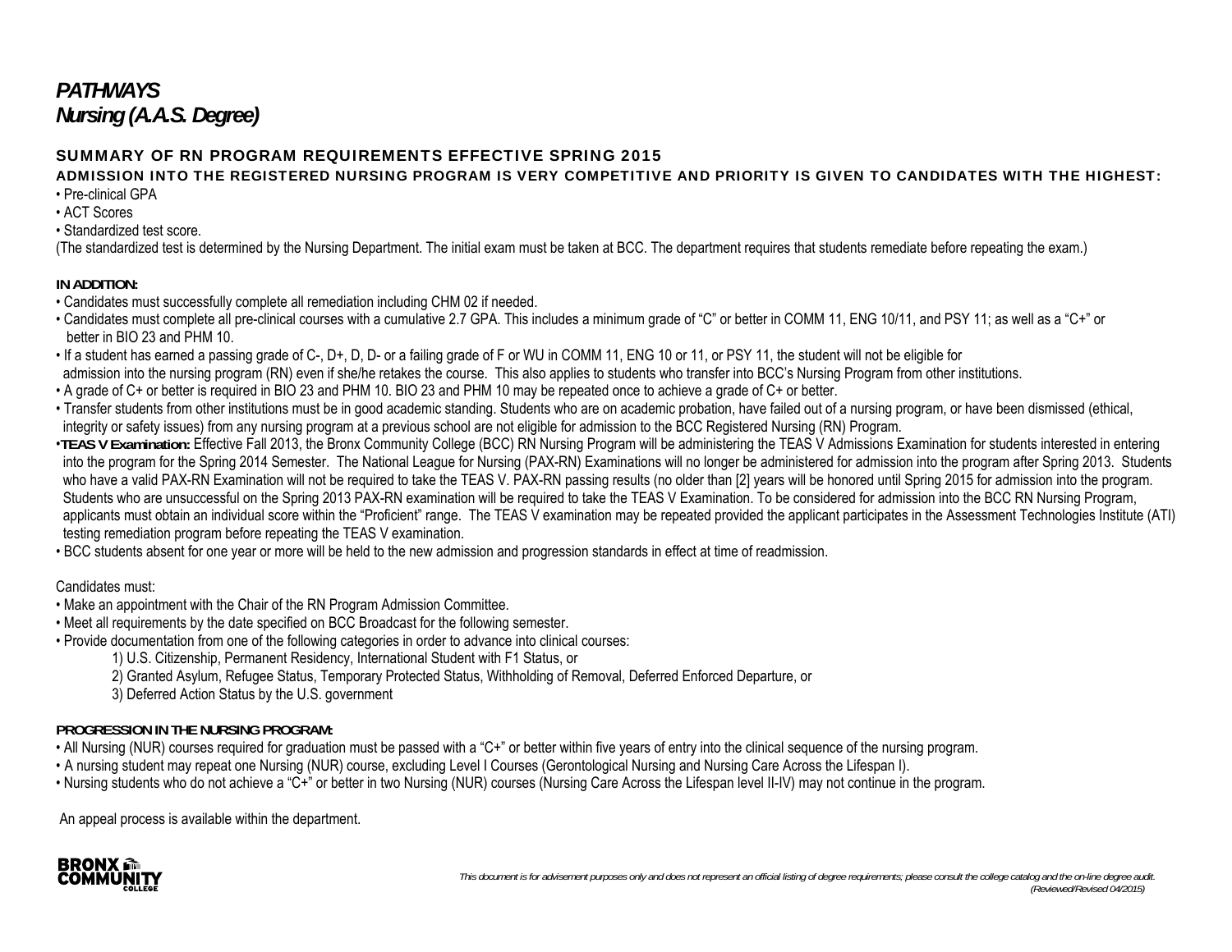# *PATHWAYS*
# *Nursing (A.A.S. Degree)*

## SUMMARY OF RN PROGRAM REQUIREMENTS EFFECTIVE SPRING 2015

### ADMISSION INTO THE REGISTERED NURSING PROGRAM IS VERY COMPETITIVE AND PRIORITY IS GIVEN TO CANDIDATES WITH THE HIGHEST:

- Pre-clinical GPA
- ACT Scores
- Standardized test score.

(The standardized test is determined by the Nursing Department. The initial exam must be taken at BCC. The department requires that students remediate before repeating the exam.)

**IN ADDITION:**

- Candidates must successfully complete all remediation including CHM 02 if needed.
- Candidates must complete all pre-clinical courses with a cumulative 2.7 GPA. This includes a minimum grade of "C" or better in COMM 11, ENG 10/11, and PSY 11; as well as a "C+" or better in BIO 23 and PHM 10.
- If a student has earned a passing grade of C-, D+, D, D- or a failing grade of F or WU in COMM 11, ENG 10 or 11, or PSY 11, the student will not be eligible for admission into the nursing program (RN) even if she/he retakes the course. This also applies to students who transfer into BCC's Nursing Program from other institutions.
- A grade of C+ or better is required in BIO 23 and PHM 10. BIO 23 and PHM 10 may be repeated once to achieve a grade of C+ or better.
- Transfer students from other institutions must be in good academic standing. Students who are on academic probation, have failed out of a nursing program, or have been dismissed (ethical, integrity or safety issues) from any nursing program at a previous school are not eligible for admission to the BCC Registered Nursing (RN) Program.
- **TEAS V Examination:** Effective Fall 2013, the Bronx Community College (BCC) RN Nursing Program will be administering the TEAS V Admissions Examination for students interested in entering into the program for the Spring 2014 Semester. The National League for Nursing (PAX-RN) Examinations will no longer be administered for admission into the program after Spring 2013. Students who have a valid PAX-RN Examination will not be required to take the TEAS V. PAX-RN passing results (no older than [2] years will be honored until Spring 2015 for admission into the program. Students who are unsuccessful on the Spring 2013 PAX-RN examination will be required to take the TEAS V Examination. To be considered for admission into the BCC RN Nursing Program, applicants must obtain an individual score within the "Proficient" range. The TEAS V examination may be repeated provided the applicant participates in the Assessment Technologies Institute (ATI) testing remediation program before repeating the TEAS V examination.
- BCC students absent for one year or more will be held to the new admission and progression standards in effect at time of readmission.

Candidates must:

- Make an appointment with the Chair of the RN Program Admission Committee.
- Meet all requirements by the date specified on BCC Broadcast for the following semester.
- Provide documentation from one of the following categories in order to advance into clinical courses:
  1) U.S. Citizenship, Permanent Residency, International Student with F1 Status, or
  2) Granted Asylum, Refugee Status, Temporary Protected Status, Withholding of Removal, Deferred Enforced Departure, or
  3) Deferred Action Status by the U.S. government

**PROGRESSION IN THE NURSING PROGRAM:**

- All Nursing (NUR) courses required for graduation must be passed with a "C+" or better within five years of entry into the clinical sequence of the nursing program.
- A nursing student may repeat one Nursing (NUR) course, excluding Level I Courses (Gerontological Nursing and Nursing Care Across the Lifespan I).
- Nursing students who do not achieve a "C+" or better in two Nursing (NUR) courses (Nursing Care Across the Lifespan level II-IV) may not continue in the program.

An appeal process is available within the department.

BRONX COMMUNITY COLLEGE

*This document is for advisement purposes only and does not represent an official listing of degree requirements; please consult the college catalog and the on-line degree audit.*
*(Reviewed/Revised 04/2015)*